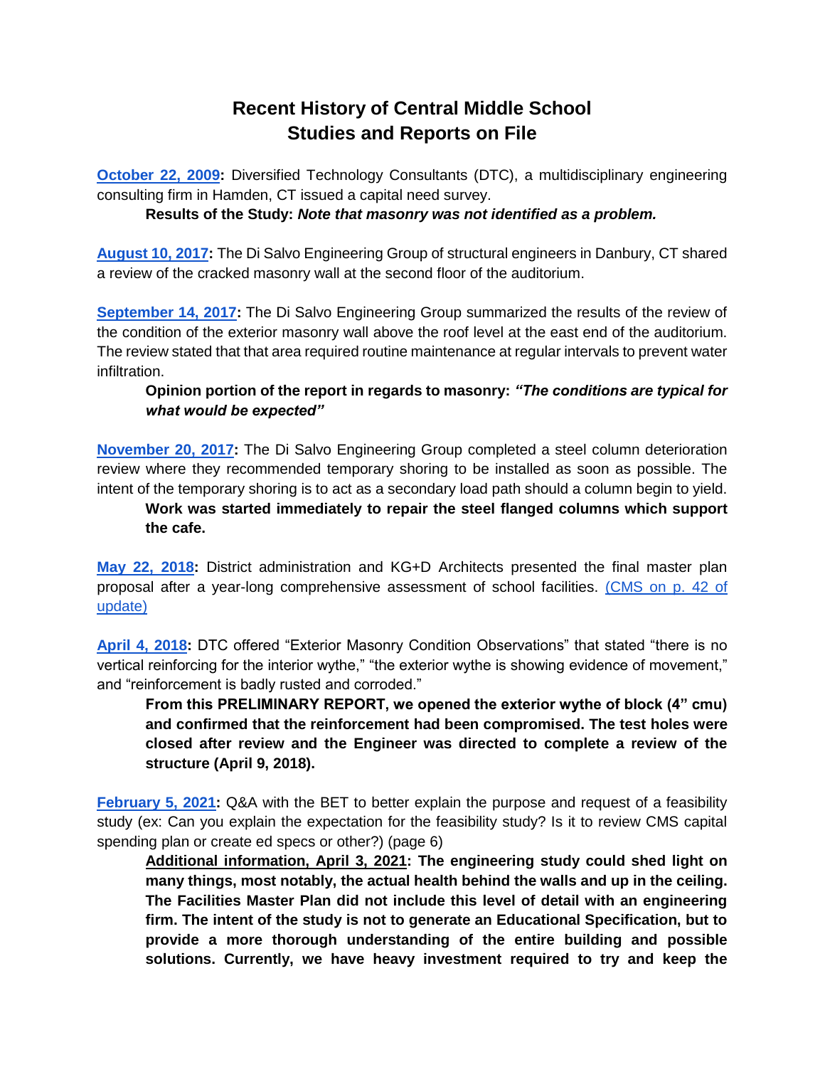# Recent History of Central Middle School
# Studies and Reports on File

**October 22, 2009:** Diversified Technology Consultants (DTC), a multidisciplinary engineering consulting firm in Hamden, CT issued a capital need survey.

> **Results of the Study:** ***Note that masonry was not identified as a problem.***

**August 10, 2017:** The Di Salvo Engineering Group of structural engineers in Danbury, CT shared a review of the cracked masonry wall at the second floor of the auditorium.

**September 14, 2017:** The Di Salvo Engineering Group summarized the results of the review of the condition of the exterior masonry wall above the roof level at the east end of the auditorium. The review stated that that area required routine maintenance at regular intervals to prevent water infiltration.

> **Opinion portion of the report in regards to masonry:** ***"The conditions are typical for what would be expected"***

**November 20, 2017:** The Di Salvo Engineering Group completed a steel column deterioration review where they recommended temporary shoring to be installed as soon as possible. The intent of the temporary shoring is to act as a secondary load path should a column begin to yield.

> **Work was started immediately to repair the steel flanged columns which support the cafe.**

**May 22, 2018:** District administration and KG+D Architects presented the final master plan proposal after a year-long comprehensive assessment of school facilities. (CMS on p. 42 of update)

**April 4, 2018:** DTC offered "Exterior Masonry Condition Observations" that stated "there is no vertical reinforcing for the interior wythe," "the exterior wythe is showing evidence of movement," and "reinforcement is badly rusted and corroded."

> **From this PRELIMINARY REPORT, we opened the exterior wythe of block (4" cmu) and confirmed that the reinforcement had been compromised. The test holes were closed after review and the Engineer was directed to complete a review of the structure (April 9, 2018).**

**February 5, 2021:** Q&A with the BET to better explain the purpose and request of a feasibility study (ex: Can you explain the expectation for the feasibility study? Is it to review CMS capital spending plan or create ed specs or other?) (page 6)

> **Additional information, April 3, 2021: The engineering study could shed light on many things, most notably, the actual health behind the walls and up in the ceiling. The Facilities Master Plan did not include this level of detail with an engineering firm. The intent of the study is not to generate an Educational Specification, but to provide a more thorough understanding of the entire building and possible solutions. Currently, we have heavy investment required to try and keep the**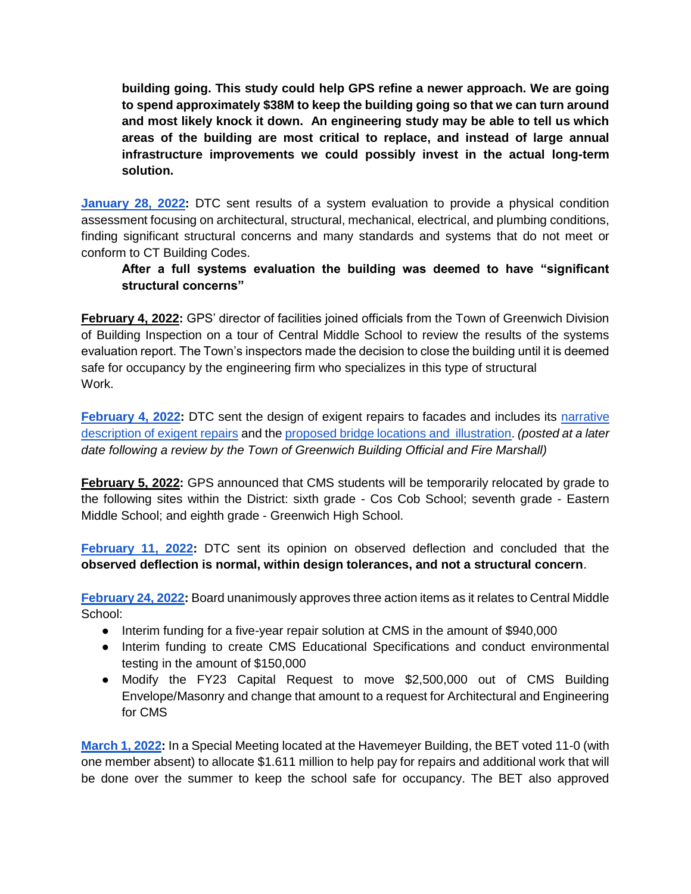**building going. This study could help GPS refine a newer approach. We are going to spend approximately $38M to keep the building going so that we can turn around and most likely knock it down. An engineering study may be able to tell us which areas of the building are most critical to replace, and instead of large annual infrastructure improvements we could possibly invest in the actual long-term solution.**

**January 28, 2022:** DTC sent results of a system evaluation to provide a physical condition assessment focusing on architectural, structural, mechanical, electrical, and plumbing conditions, finding significant structural concerns and many standards and systems that do not meet or conform to CT Building Codes.

**After a full systems evaluation the building was deemed to have "significant structural concerns"**

**February 4, 2022:** GPS' director of facilities joined officials from the Town of Greenwich Division of Building Inspection on a tour of Central Middle School to review the results of the systems evaluation report. The Town's inspectors made the decision to close the building until it is deemed safe for occupancy by the engineering firm who specializes in this type of structural Work.

**February 4, 2022:** DTC sent the design of exigent repairs to facades and includes its narrative description of exigent repairs and the proposed bridge locations and illustration. *(posted at a later date following a review by the Town of Greenwich Building Official and Fire Marshall)*

**February 5, 2022:** GPS announced that CMS students will be temporarily relocated by grade to the following sites within the District: sixth grade - Cos Cob School; seventh grade - Eastern Middle School; and eighth grade - Greenwich High School.

**February 11, 2022:** DTC sent its opinion on observed deflection and concluded that the **observed deflection is normal, within design tolerances, and not a structural concern**.

**February 24, 2022:** Board unanimously approves three action items as it relates to Central Middle School:

- Interim funding for a five-year repair solution at CMS in the amount of $940,000
- Interim funding to create CMS Educational Specifications and conduct environmental testing in the amount of $150,000
- Modify the FY23 Capital Request to move $2,500,000 out of CMS Building Envelope/Masonry and change that amount to a request for Architectural and Engineering for CMS

**March 1, 2022:** In a Special Meeting located at the Havemeyer Building, the BET voted 11-0 (with one member absent) to allocate $1.611 million to help pay for repairs and additional work that will be done over the summer to keep the school safe for occupancy. The BET also approved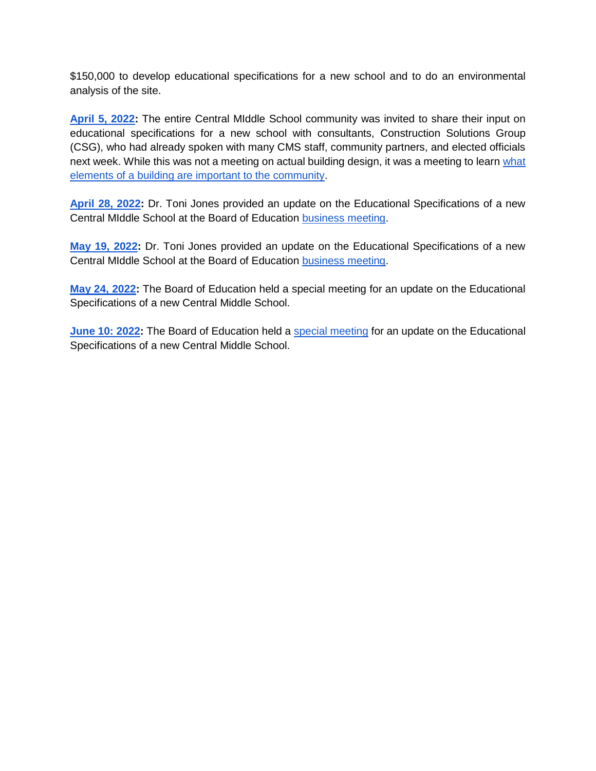$150,000 to develop educational specifications for a new school and to do an environmental analysis of the site.

**April 5, 2022:** The entire Central MIddle School community was invited to share their input on educational specifications for a new school with consultants, Construction Solutions Group (CSG), who had already spoken with many CMS staff, community partners, and elected officials next week. While this was not a meeting on actual building design, it was a meeting to learn what elements of a building are important to the community.

**April 28, 2022:** Dr. Toni Jones provided an update on the Educational Specifications of a new Central MIddle School at the Board of Education business meeting.

**May 19, 2022:** Dr. Toni Jones provided an update on the Educational Specifications of a new Central MIddle School at the Board of Education business meeting.

**May 24, 2022:** The Board of Education held a special meeting for an update on the Educational Specifications of a new Central Middle School.

**June 10: 2022:** The Board of Education held a special meeting for an update on the Educational Specifications of a new Central Middle School.